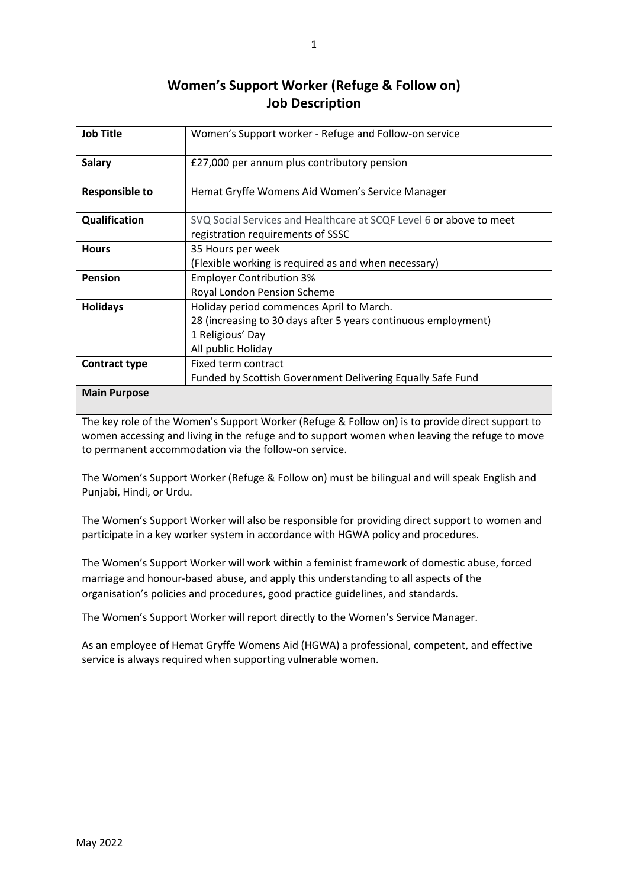# Women's Support Worker (Refuge & Follow on)
## Job Description

| **Job Title** | Women's Support worker - Refuge and Follow-on service |
|---|---|
| **Salary** | £27,000 per annum plus contributory pension |
| **Responsible to** | Hemat Gryffe Womens Aid Women's Service Manager |
| **Qualification** | SVQ Social Services and Healthcare at SCQF Level 6 or above to meet registration requirements of SSSC |
| **Hours** | 35 Hours per week<br>(Flexible working is required as and when necessary) |
| **Pension** | Employer Contribution 3%<br>Royal London Pension Scheme |
| **Holidays** | Holiday period commences April to March.<br>28 (increasing to 30 days after 5 years continuous employment)<br>1 Religious' Day<br>All public Holiday |
| **Contract type** | Fixed term contract<br>Funded by Scottish Government Delivering Equally Safe Fund |

**Main Purpose**

The key role of the Women's Support Worker (Refuge & Follow on) is to provide direct support to women accessing and living in the refuge and to support women when leaving the refuge to move to permanent accommodation via the follow-on service.

The Women's Support Worker (Refuge & Follow on) must be bilingual and will speak English and Punjabi, Hindi, or Urdu.

The Women's Support Worker will also be responsible for providing direct support to women and participate in a key worker system in accordance with HGWA policy and procedures.

The Women's Support Worker will work within a feminist framework of domestic abuse, forced marriage and honour-based abuse, and apply this understanding to all aspects of the organisation's policies and procedures, good practice guidelines, and standards.

The Women's Support Worker will report directly to the Women's Service Manager.

As an employee of Hemat Gryffe Womens Aid (HGWA) a professional, competent, and effective service is always required when supporting vulnerable women.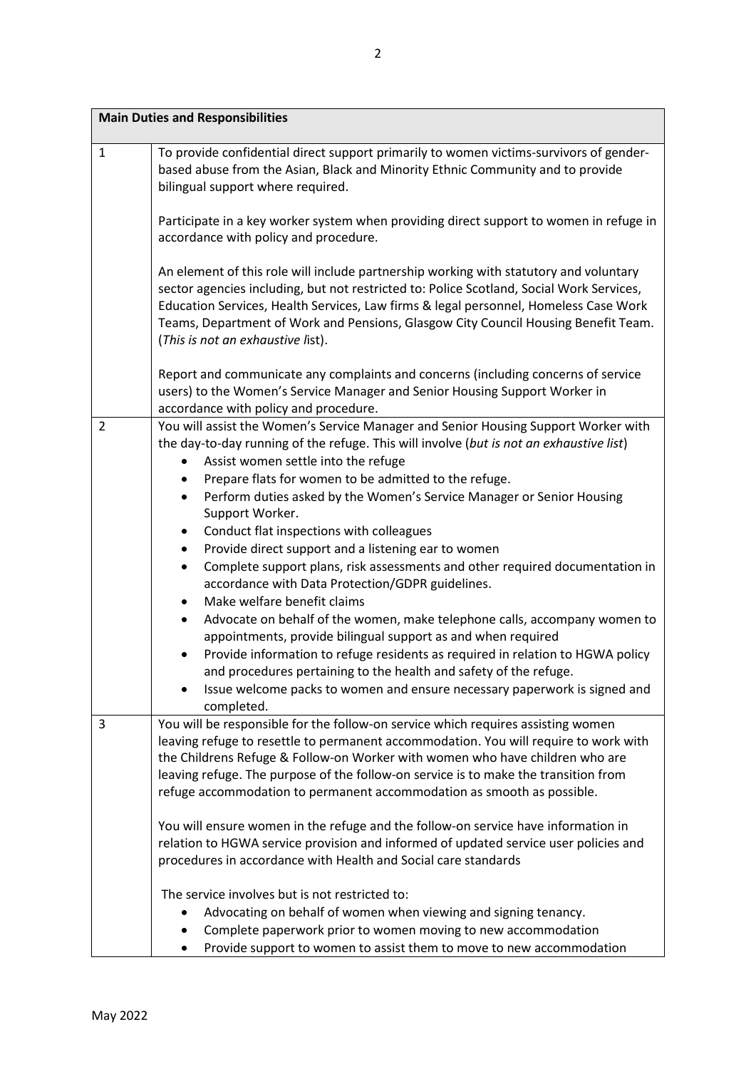| Main Duties and Responsibilities | |
|---|---|
| 1 | To provide confidential direct support primarily to women victims-survivors of gender-based abuse from the Asian, Black and Minority Ethnic Community and to provide bilingual support where required.<br><br>Participate in a key worker system when providing direct support to women in refuge in accordance with policy and procedure.<br><br>An element of this role will include partnership working with statutory and voluntary sector agencies including, but not restricted to: Police Scotland, Social Work Services, Education Services, Health Services, Law firms & legal personnel, Homeless Case Work Teams, Department of Work and Pensions, Glasgow City Council Housing Benefit Team. (*This is not an exhaustive l*ist).<br><br>Report and communicate any complaints and concerns (including concerns of service users) to the Women's Service Manager and Senior Housing Support Worker in accordance with policy and procedure. |
| 2 | You will assist the Women's Service Manager and Senior Housing Support Worker with the day-to-day running of the refuge. This will involve (*but is not an exhaustive list*)<br>• Assist women settle into the refuge<br>• Prepare flats for women to be admitted to the refuge.<br>• Perform duties asked by the Women's Service Manager or Senior Housing Support Worker.<br>• Conduct flat inspections with colleagues<br>• Provide direct support and a listening ear to women<br>• Complete support plans, risk assessments and other required documentation in accordance with Data Protection/GDPR guidelines.<br>• Make welfare benefit claims<br>• Advocate on behalf of the women, make telephone calls, accompany women to appointments, provide bilingual support as and when required<br>• Provide information to refuge residents as required in relation to HGWA policy and procedures pertaining to the health and safety of the refuge.<br>• Issue welcome packs to women and ensure necessary paperwork is signed and completed. |
| 3 | You will be responsible for the follow-on service which requires assisting women leaving refuge to resettle to permanent accommodation. You will require to work with the Childrens Refuge & Follow-on Worker with women who have children who are leaving refuge. The purpose of the follow-on service is to make the transition from refuge accommodation to permanent accommodation as smooth as possible.<br><br>You will ensure women in the refuge and the follow-on service have information in relation to HGWA service provision and informed of updated service user policies and procedures in accordance with Health and Social care standards<br><br>The service involves but is not restricted to:<br>• Advocating on behalf of women when viewing and signing tenancy.<br>• Complete paperwork prior to women moving to new accommodation<br>• Provide support to women to assist them to move to new accommodation |

May 2022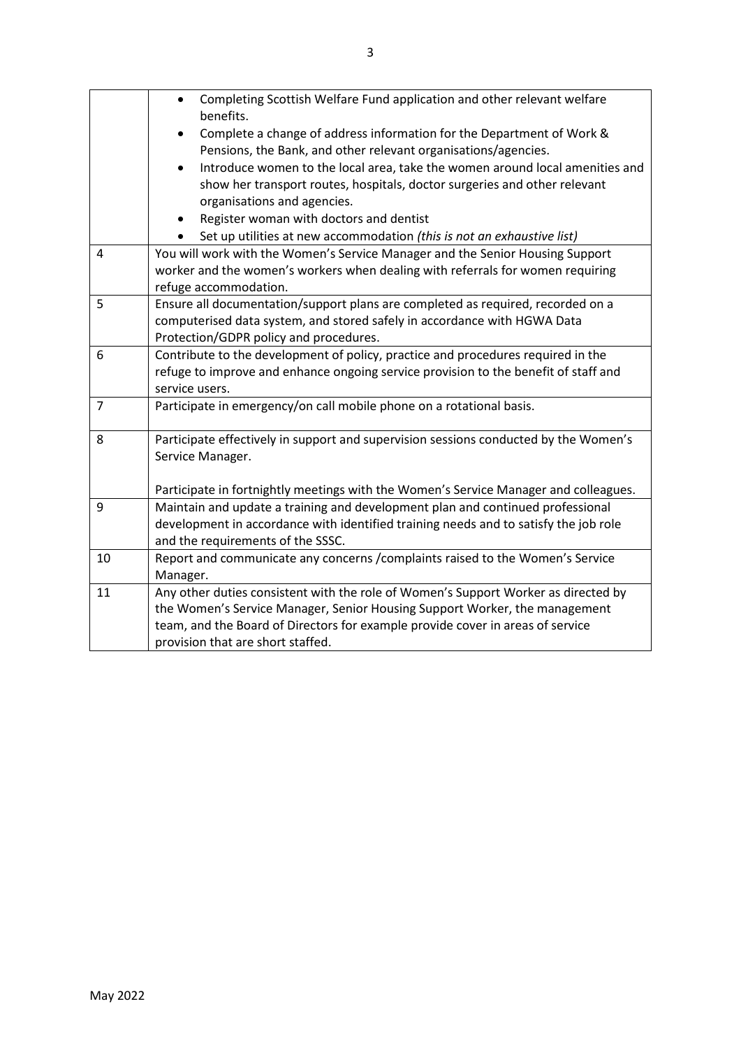| | |
|---|---|
| | • Completing Scottish Welfare Fund application and other relevant welfare benefits.<br>• Complete a change of address information for the Department of Work & Pensions, the Bank, and other relevant organisations/agencies.<br>• Introduce women to the local area, take the women around local amenities and show her transport routes, hospitals, doctor surgeries and other relevant organisations and agencies.<br>• Register woman with doctors and dentist<br>• Set up utilities at new accommodation *(this is not an exhaustive list)* |
| 4 | You will work with the Women's Service Manager and the Senior Housing Support worker and the women's workers when dealing with referrals for women requiring refuge accommodation. |
| 5 | Ensure all documentation/support plans are completed as required, recorded on a computerised data system, and stored safely in accordance with HGWA Data Protection/GDPR policy and procedures. |
| 6 | Contribute to the development of policy, practice and procedures required in the refuge to improve and enhance ongoing service provision to the benefit of staff and service users. |
| 7 | Participate in emergency/on call mobile phone on a rotational basis. |
| 8 | Participate effectively in support and supervision sessions conducted by the Women's Service Manager.<br><br>Participate in fortnightly meetings with the Women's Service Manager and colleagues. |
| 9 | Maintain and update a training and development plan and continued professional development in accordance with identified training needs and to satisfy the job role and the requirements of the SSSC. |
| 10 | Report and communicate any concerns /complaints raised to the Women's Service Manager. |
| 11 | Any other duties consistent with the role of Women's Support Worker as directed by the Women's Service Manager, Senior Housing Support Worker, the management team, and the Board of Directors for example provide cover in areas of service provision that are short staffed. |

May 2022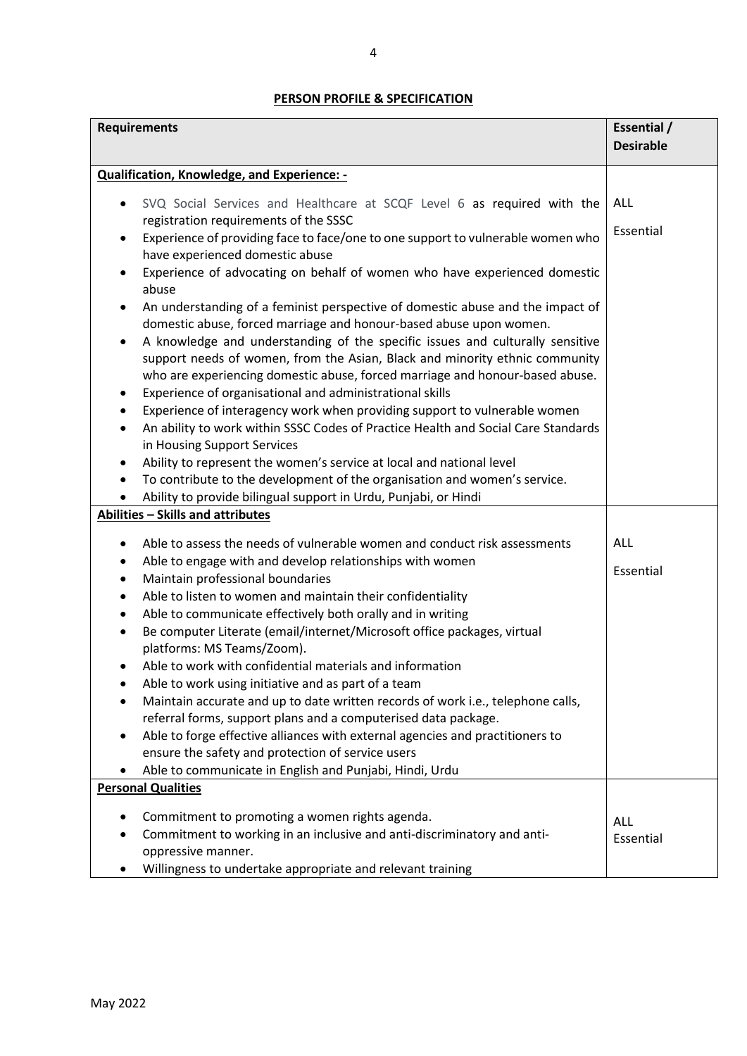## PERSON PROFILE & SPECIFICATION

| Requirements | Essential / Desirable |
|---|---|
| **Qualification, Knowledge, and Experience: -** | |
| • SVQ Social Services and Healthcare at SCQF Level 6 as required with the registration requirements of the SSSC<br>• Experience of providing face to face/one to one support to vulnerable women who have experienced domestic abuse<br>• Experience of advocating on behalf of women who have experienced domestic abuse<br>• An understanding of a feminist perspective of domestic abuse and the impact of domestic abuse, forced marriage and honour-based abuse upon women.<br>• A knowledge and understanding of the specific issues and culturally sensitive support needs of women, from the Asian, Black and minority ethnic community who are experiencing domestic abuse, forced marriage and honour-based abuse.<br>• Experience of organisational and administrational skills<br>• Experience of interagency work when providing support to vulnerable women<br>• An ability to work within SSSC Codes of Practice Health and Social Care Standards in Housing Support Services<br>• Ability to represent the women's service at local and national level<br>• To contribute to the development of the organisation and women's service.<br>• Ability to provide bilingual support in Urdu, Punjabi, or Hindi | ALL<br><br>Essential |
| **Abilities – Skills and attributes** | |
| • Able to assess the needs of vulnerable women and conduct risk assessments<br>• Able to engage with and develop relationships with women<br>• Maintain professional boundaries<br>• Able to listen to women and maintain their confidentiality<br>• Able to communicate effectively both orally and in writing<br>• Be computer Literate (email/internet/Microsoft office packages, virtual platforms: MS Teams/Zoom).<br>• Able to work with confidential materials and information<br>• Able to work using initiative and as part of a team<br>• Maintain accurate and up to date written records of work i.e., telephone calls, referral forms, support plans and a computerised data package.<br>• Able to forge effective alliances with external agencies and practitioners to ensure the safety and protection of service users<br>• Able to communicate in English and Punjabi, Hindi, Urdu | ALL<br><br>Essential |
| **Personal Qualities** | |
| • Commitment to promoting a women rights agenda.<br>• Commitment to working in an inclusive and anti-discriminatory and anti-oppressive manner.<br>• Willingness to undertake appropriate and relevant training | ALL<br>Essential |

May 2022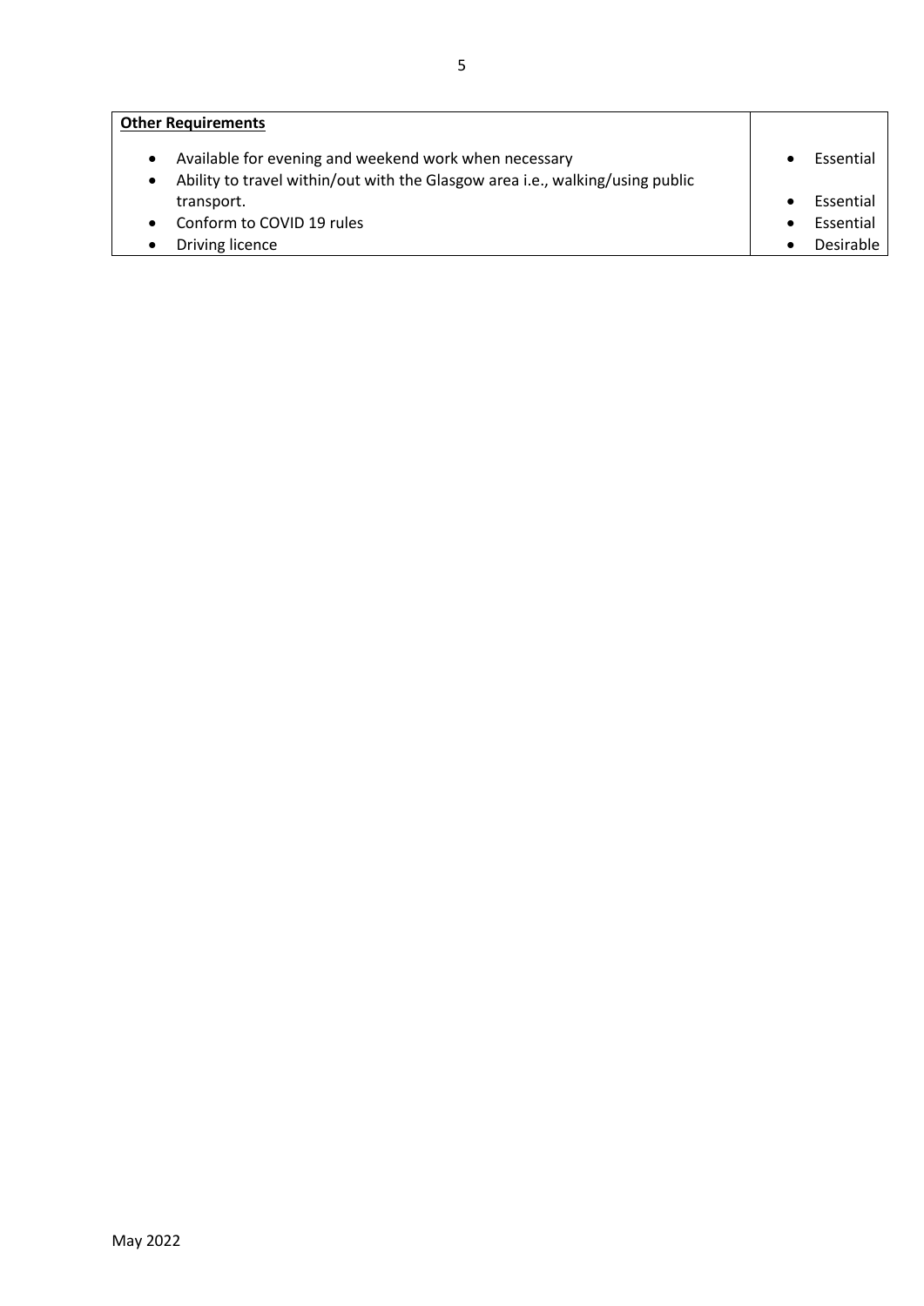| **Other Requirements** | |
|---|---|
| • Available for evening and weekend work when necessary | • Essential |
| • Ability to travel within/out with the Glasgow area i.e., walking/using public transport. | • Essential |
| • Conform to COVID 19 rules | • Essential |
| • Driving licence | • Desirable |

May 2022